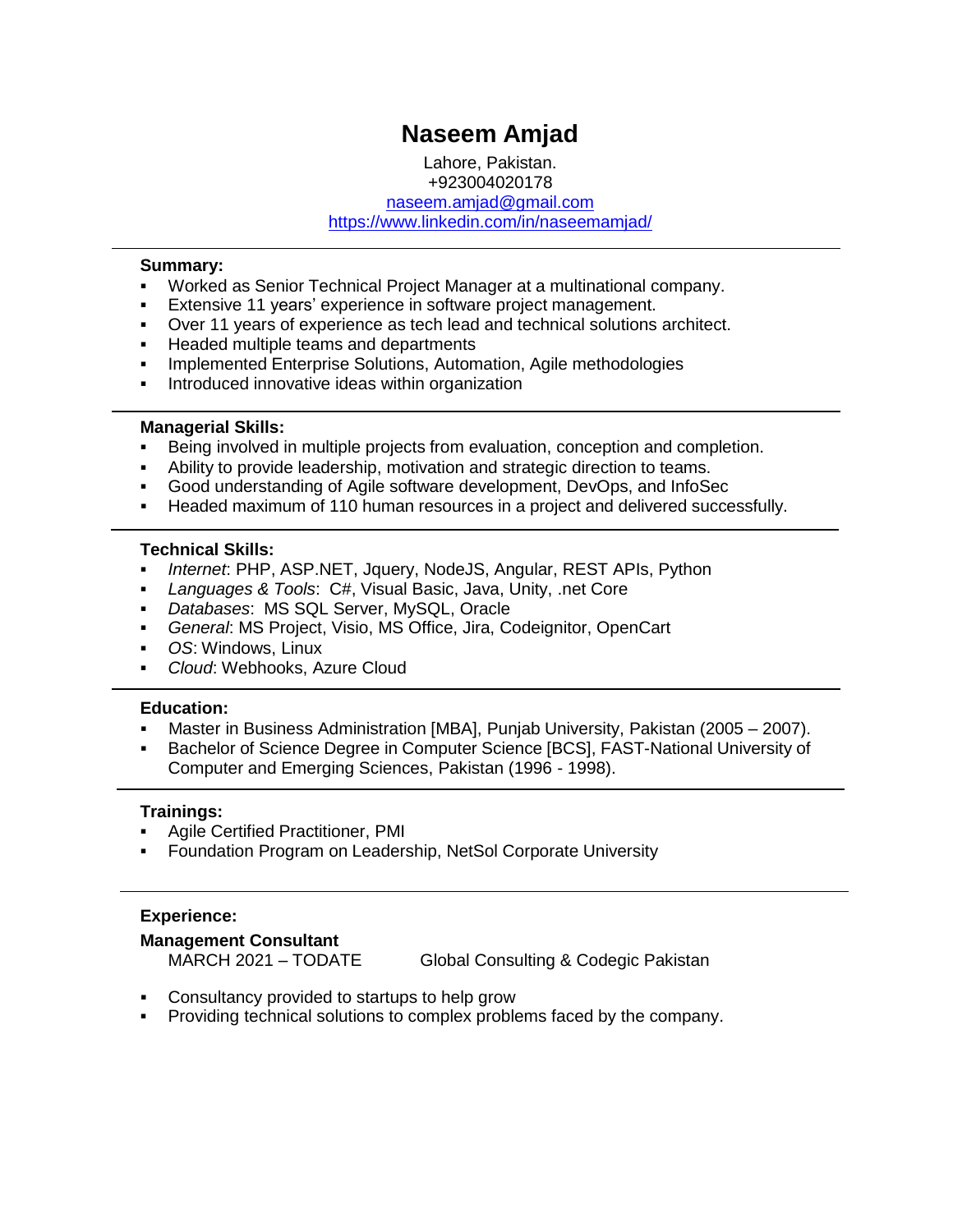# Naseem Amjad

Lahore, Pakistan.
+923004020178
naseem.amjad@gmail.com
https://www.linkedin.com/in/naseemamjad/

---

**Summary:**

- Worked as Senior Technical Project Manager at a multinational company.
- Extensive 11 years' experience in software project management.
- Over 11 years of experience as tech lead and technical solutions architect.
- Headed multiple teams and departments
- Implemented Enterprise Solutions, Automation, Agile methodologies
- Introduced innovative ideas within organization

---

**Managerial Skills:**

- Being involved in multiple projects from evaluation, conception and completion.
- Ability to provide leadership, motivation and strategic direction to teams.
- Good understanding of Agile software development, DevOps, and InfoSec
- Headed maximum of 110 human resources in a project and delivered successfully.

---

**Technical Skills:**

- *Internet*: PHP, ASP.NET, Jquery, NodeJS, Angular, REST APIs, Python
- *Languages & Tools*: C#, Visual Basic, Java, Unity, .net Core
- *Databases*: MS SQL Server, MySQL, Oracle
- *General*: MS Project, Visio, MS Office, Jira, Codeignitor, OpenCart
- *OS*: Windows, Linux
- *Cloud*: Webhooks, Azure Cloud

---

**Education:**

- Master in Business Administration [MBA], Punjab University, Pakistan (2005 – 2007).
- Bachelor of Science Degree in Computer Science [BCS], FAST-National University of Computer and Emerging Sciences, Pakistan (1996 - 1998).

---

**Trainings:**

- Agile Certified Practitioner, PMI
- Foundation Program on Leadership, NetSol Corporate University

---

**Experience:**

**Management Consultant**
MARCH 2021 – TODATE Global Consulting & Codegic Pakistan

- Consultancy provided to startups to help grow
- Providing technical solutions to complex problems faced by the company.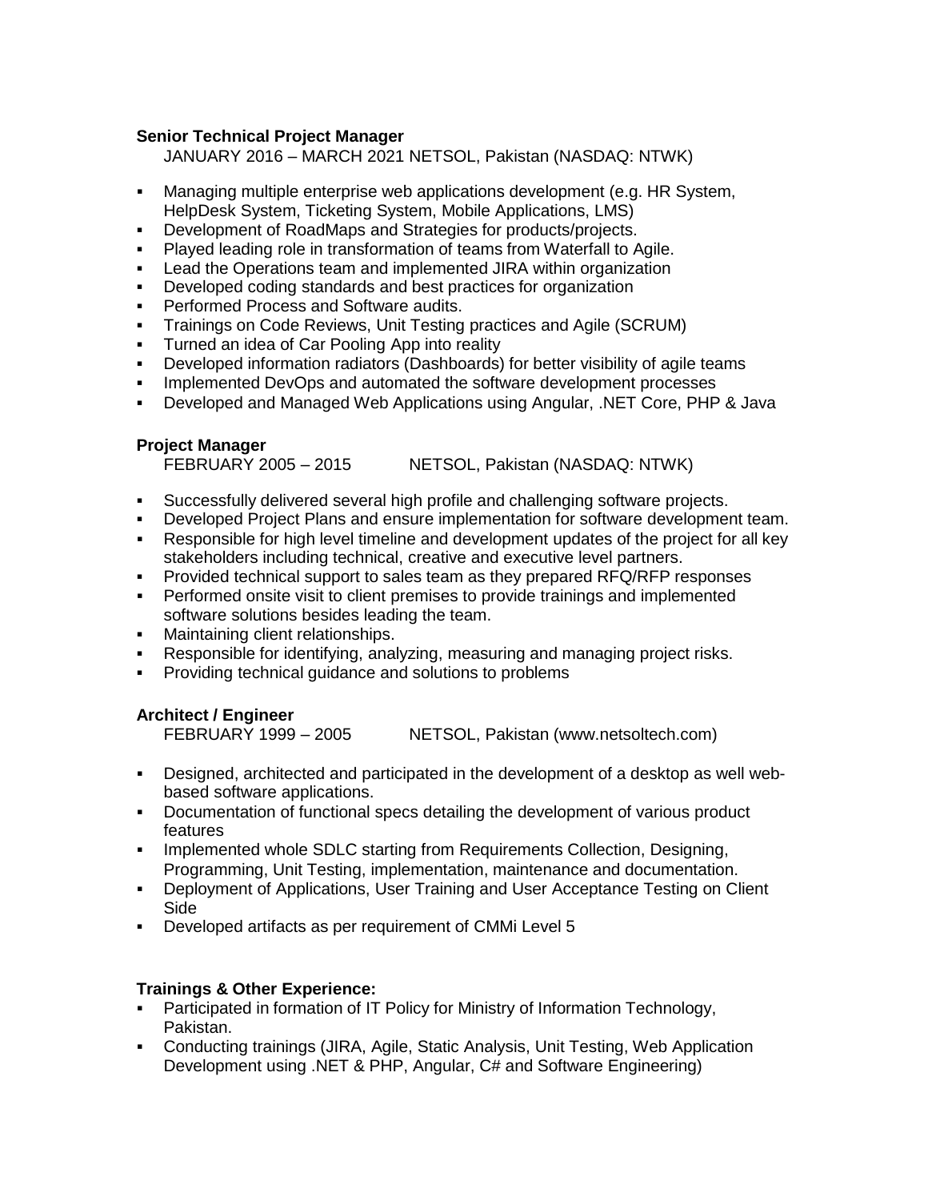**Senior Technical Project Manager**

JANUARY 2016 – MARCH 2021 NETSOL, Pakistan (NASDAQ: NTWK)

- Managing multiple enterprise web applications development (e.g. HR System, HelpDesk System, Ticketing System, Mobile Applications, LMS)
- Development of RoadMaps and Strategies for products/projects.
- Played leading role in transformation of teams from Waterfall to Agile.
- Lead the Operations team and implemented JIRA within organization
- Developed coding standards and best practices for organization
- Performed Process and Software audits.
- Trainings on Code Reviews, Unit Testing practices and Agile (SCRUM)
- Turned an idea of Car Pooling App into reality
- Developed information radiators (Dashboards) for better visibility of agile teams
- Implemented DevOps and automated the software development processes
- Developed and Managed Web Applications using Angular, .NET Core, PHP & Java

**Project Manager**

FEBRUARY 2005 – 2015 NETSOL, Pakistan (NASDAQ: NTWK)

- Successfully delivered several high profile and challenging software projects.
- Developed Project Plans and ensure implementation for software development team.
- Responsible for high level timeline and development updates of the project for all key stakeholders including technical, creative and executive level partners.
- Provided technical support to sales team as they prepared RFQ/RFP responses
- Performed onsite visit to client premises to provide trainings and implemented software solutions besides leading the team.
- Maintaining client relationships.
- Responsible for identifying, analyzing, measuring and managing project risks.
- Providing technical guidance and solutions to problems

**Architect / Engineer**

FEBRUARY 1999 – 2005 NETSOL, Pakistan (www.netsoltech.com)

- Designed, architected and participated in the development of a desktop as well web-based software applications.
- Documentation of functional specs detailing the development of various product features
- Implemented whole SDLC starting from Requirements Collection, Designing, Programming, Unit Testing, implementation, maintenance and documentation.
- Deployment of Applications, User Training and User Acceptance Testing on Client Side
- Developed artifacts as per requirement of CMMi Level 5

**Trainings & Other Experience:**

- Participated in formation of IT Policy for Ministry of Information Technology, Pakistan.
- Conducting trainings (JIRA, Agile, Static Analysis, Unit Testing, Web Application Development using .NET & PHP, Angular, C# and Software Engineering)